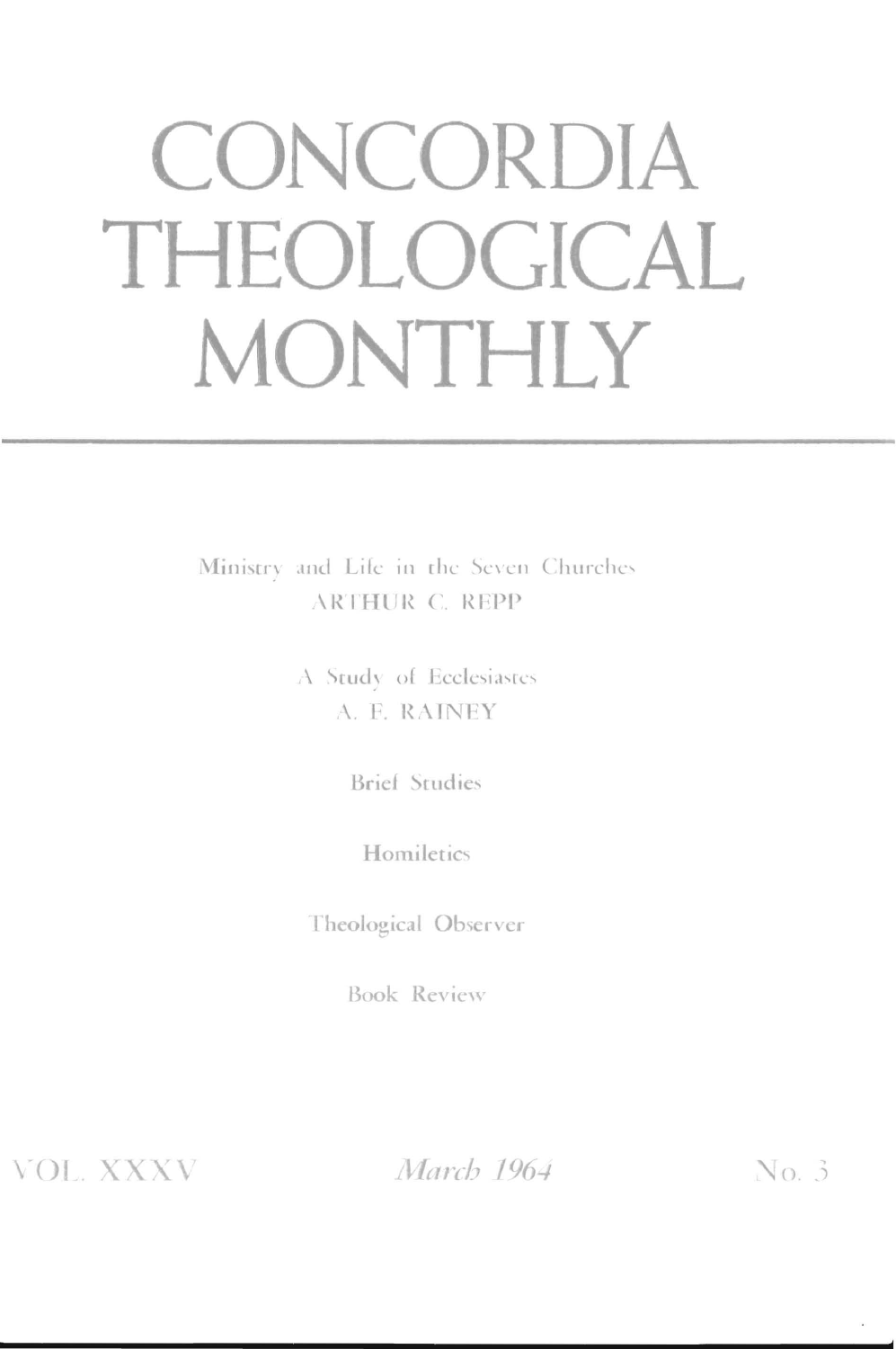# CONCORDIA THEOLOGICAL MONTHLY

Ministry and Life in the Seven Churches
ARTHUR C. REPP

A Study of Ecclesiastes
A. F. RAINEY

Brief Studies

Homiletics

Theological Observer

Book Review

VOL. XXXV *March 1964* No. 3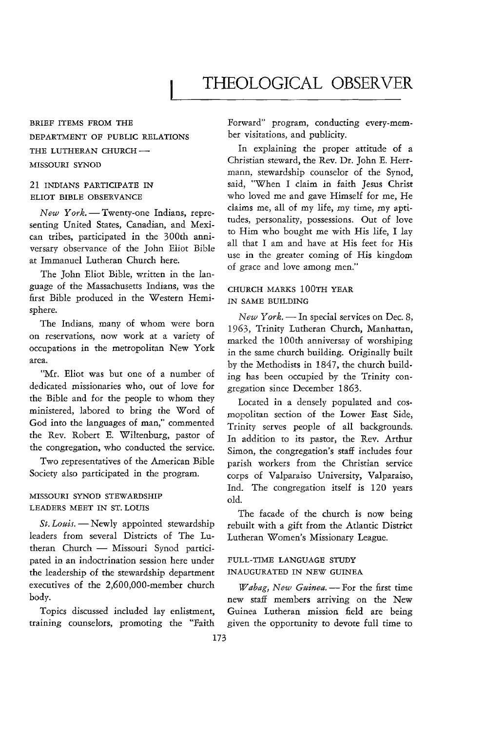# THEOLOGICAL OBSERVER

BRIEF ITEMS FROM THE DEPARTMENT OF PUBLIC RELATIONS THE LUTHERAN CHURCH — MISSOURI SYNOD

### 21 INDIANS PARTICIPATE IN ELIOT BIBLE OBSERVANCE

*New York.* — Twenty-one Indians, representing United States, Canadian, and Mexican tribes, participated in the 300th anniversary observance of the John Eliot Bible at Immanuel Lutheran Church here.

The John Eliot Bible, written in the language of the Massachusetts Indians, was the first Bible produced in the Western Hemisphere.

The Indians, many of whom were born on reservations, now work at a variety of occupations in the metropolitan New York area.

"Mr. Eliot was but one of a number of dedicated missionaries who, out of love for the Bible and for the people to whom they ministered, labored to bring the Word of God into the languages of man," commented the Rev. Robert E. Wiltenburg, pastor of the congregation, who conducted the service.

Two representatives of the American Bible Society also participated in the program.

### MISSOURI SYNOD STEWARDSHIP LEADERS MEET IN ST. LOUIS

*St. Louis.* — Newly appointed stewardship leaders from several Districts of The Lutheran Church — Missouri Synod participated in an indoctrination session here under the leadership of the stewardship department executives of the 2,600,000-member church body.

Topics discussed included lay enlistment, training counselors, promoting the "Faith Forward" program, conducting every-member visitations, and publicity.

In explaining the proper attitude of a Christian steward, the Rev. Dr. John E. Herrmann, stewardship counselor of the Synod, said, "When I claim in faith Jesus Christ who loved me and gave Himself for me, He claims me, all of my life, my time, my aptitudes, personality, possessions. Out of love to Him who bought me with His life, I lay all that I am and have at His feet for His use in the greater coming of His kingdom of grace and love among men."

### CHURCH MARKS 100TH YEAR IN SAME BUILDING

*New York.* — In special services on Dec. 8, 1963, Trinity Lutheran Church, Manhattan, marked the 100th anniversay of worshiping in the same church building. Originally built by the Methodists in 1847, the church building has been occupied by the Trinity congregation since December 1863.

Located in a densely populated and cosmopolitan section of the Lower East Side, Trinity serves people of all backgrounds. In addition to its pastor, the Rev. Arthur Simon, the congregation's staff includes four parish workers from the Christian service corps of Valparaiso University, Valparaiso, Ind. The congregation itself is 120 years old.

The facade of the church is now being rebuilt with a gift from the Atlantic District Lutheran Women's Missionary League.

### FULL-TIME LANGUAGE STUDY INAUGURATED IN NEW GUINEA

*Wabag, New Guinea.* — For the first time new staff members arriving on the New Guinea Lutheran mission field are being given the opportunity to devote full time to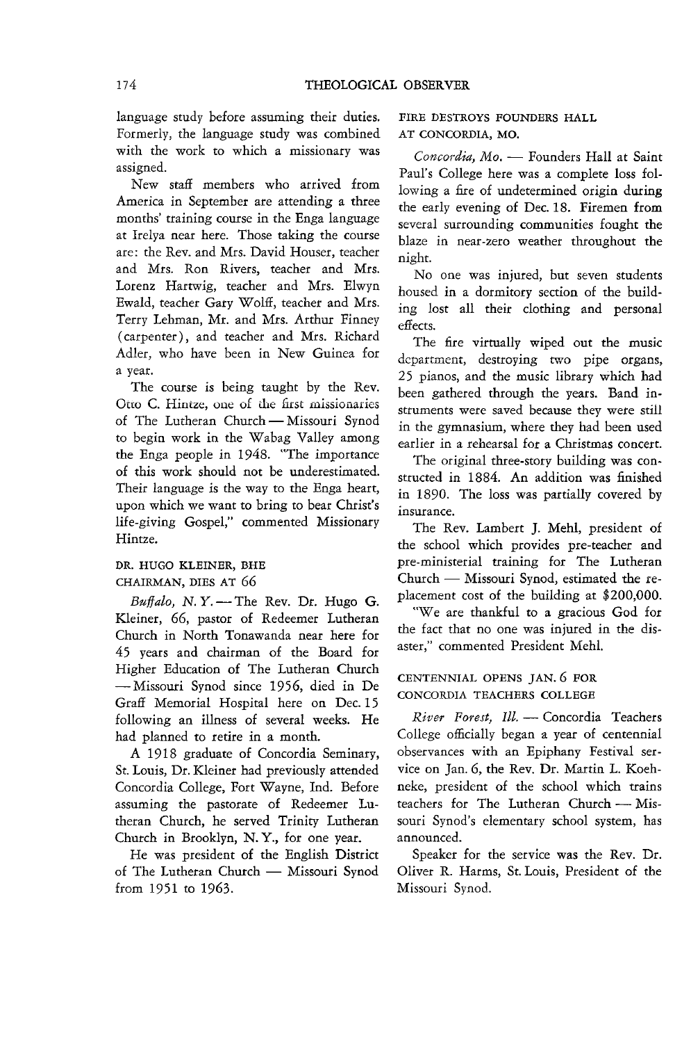language study before assuming their duties. Formerly, the language study was combined with the work to which a missionary was assigned.

New staff members who arrived from America in September are attending a three months' training course in the Enga language at Irelya near here. Those taking the course are: the Rev. and Mrs. David Houser, teacher and Mrs. Ron Rivers, teacher and Mrs. Lorenz Hartwig, teacher and Mrs. Elwyn Ewald, teacher Gary Wolff, teacher and Mrs. Terry Lehman, Mr. and Mrs. Arthur Finney (carpenter), and teacher and Mrs. Richard Adler, who have been in New Guinea for a year.

The course is being taught by the Rev. Otto C. Hintze, one of the first missionaries of The Lutheran Church — Missouri Synod to begin work in the Wabag Valley among the Enga people in 1948. "The importance of this work should not be underestimated. Their language is the way to the Enga heart, upon which we want to bring to bear Christ's life-giving Gospel," commented Missionary Hintze.

### DR. HUGO KLEINER, BHE CHAIRMAN, DIES AT 66

*Buffalo, N.Y.* — The Rev. Dr. Hugo G. Kleiner, 66, pastor of Redeemer Lutheran Church in North Tonawanda near here for 45 years and chairman of the Board for Higher Education of The Lutheran Church — Missouri Synod since 1956, died in De Graff Memorial Hospital here on Dec. 15 following an illness of several weeks. He had planned to retire in a month.

A 1918 graduate of Concordia Seminary, St. Louis, Dr. Kleiner had previously attended Concordia College, Fort Wayne, Ind. Before assuming the pastorate of Redeemer Lutheran Church, he served Trinity Lutheran Church in Brooklyn, N.Y., for one year.

He was president of the English District of The Lutheran Church — Missouri Synod from 1951 to 1963.

### FIRE DESTROYS FOUNDERS HALL AT CONCORDIA, MO.

*Concordia, Mo.* — Founders Hall at Saint Paul's College here was a complete loss following a fire of undetermined origin during the early evening of Dec. 18. Firemen from several surrounding communities fought the blaze in near-zero weather throughout the night.

No one was injured, but seven students housed in a dormitory section of the building lost all their clothing and personal effects.

The fire virtually wiped out the music department, destroying two pipe organs, 25 pianos, and the music library which had been gathered through the years. Band instruments were saved because they were still in the gymnasium, where they had been used earlier in a rehearsal for a Christmas concert.

The original three-story building was constructed in 1884. An addition was finished in 1890. The loss was partially covered by insurance.

The Rev. Lambert J. Mehl, president of the school which provides pre-teacher and pre-ministerial training for The Lutheran Church — Missouri Synod, estimated the replacement cost of the building at $200,000.

"We are thankful to a gracious God for the fact that no one was injured in the disaster," commented President Mehl.

### CENTENNIAL OPENS JAN. 6 FOR CONCORDIA TEACHERS COLLEGE

*River Forest, Ill.* — Concordia Teachers College officially began a year of centennial observances with an Epiphany Festival service on Jan. 6, the Rev. Dr. Martin L. Koehneke, president of the school which trains teachers for The Lutheran Church — Missouri Synod's elementary school system, has announced.

Speaker for the service was the Rev. Dr. Oliver R. Harms, St. Louis, President of the Missouri Synod.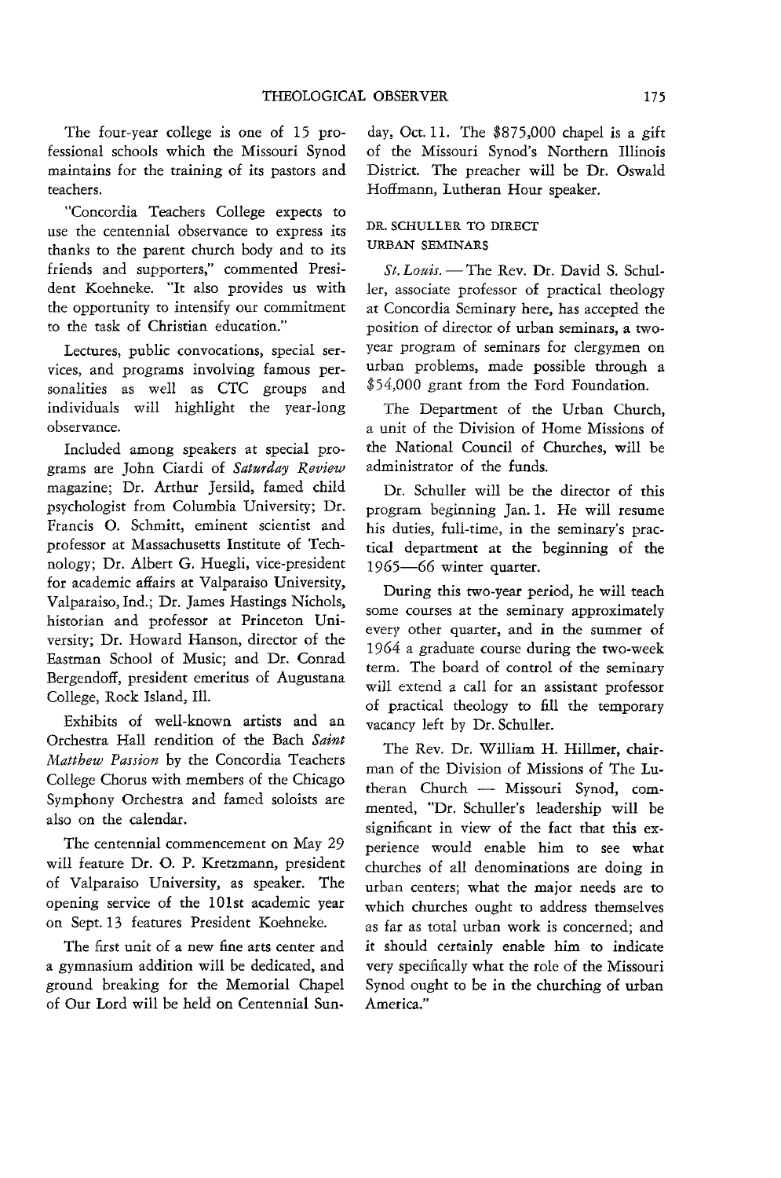The four-year college is one of 15 professional schools which the Missouri Synod maintains for the training of its pastors and teachers.

"Concordia Teachers College expects to use the centennial observance to express its thanks to the parent church body and to its friends and supporters," commented President Koehneke. "It also provides us with the opportunity to intensify our commitment to the task of Christian education."

Lectures, public convocations, special services, and programs involving famous personalities as well as CTC groups and individuals will highlight the year-long observance.

Included among speakers at special programs are John Ciardi of *Saturday Review* magazine; Dr. Arthur Jersild, famed child psychologist from Columbia University; Dr. Francis O. Schmitt, eminent scientist and professor at Massachusetts Institute of Technology; Dr. Albert G. Huegli, vice-president for academic affairs at Valparaiso University, Valparaiso, Ind.; Dr. James Hastings Nichols, historian and professor at Princeton University; Dr. Howard Hanson, director of the Eastman School of Music; and Dr. Conrad Bergendoff, president emeritus of Augustana College, Rock Island, Ill.

Exhibits of well-known artists and an Orchestra Hall rendition of the Bach *Saint Matthew Passion* by the Concordia Teachers College Chorus with members of the Chicago Symphony Orchestra and famed soloists are also on the calendar.

The centennial commencement on May 29 will feature Dr. O. P. Kretzmann, president of Valparaiso University, as speaker. The opening service of the 101st academic year on Sept. 13 features President Koehneke.

The first unit of a new fine arts center and a gymnasium addition will be dedicated, and ground breaking for the Memorial Chapel of Our Lord will be held on Centennial Sunday, Oct. 11. The $875,000 chapel is a gift of the Missouri Synod's Northern Illinois District. The preacher will be Dr. Oswald Hoffmann, Lutheran Hour speaker.

### DR. SCHULLER TO DIRECT URBAN SEMINARS

*St. Louis.* — The Rev. Dr. David S. Schuller, associate professor of practical theology at Concordia Seminary here, has accepted the position of director of urban seminars, a two-year program of seminars for clergymen on urban problems, made possible through a $54,000 grant from the Ford Foundation.

The Department of the Urban Church, a unit of the Division of Home Missions of the National Council of Churches, will be administrator of the funds.

Dr. Schuller will be the director of this program beginning Jan. 1. He will resume his duties, full-time, in the seminary's practical department at the beginning of the 1965—66 winter quarter.

During this two-year period, he will teach some courses at the seminary approximately every other quarter, and in the summer of 1964 a graduate course during the two-week term. The board of control of the seminary will extend a call for an assistant professor of practical theology to fill the temporary vacancy left by Dr. Schuller.

The Rev. Dr. William H. Hillmer, chairman of the Division of Missions of The Lutheran Church — Missouri Synod, commented, "Dr. Schuller's leadership will be significant in view of the fact that this experience would enable him to see what churches of all denominations are doing in urban centers; what the major needs are to which churches ought to address themselves as far as total urban work is concerned; and it should certainly enable him to indicate very specifically what the role of the Missouri Synod ought to be in the churching of urban America."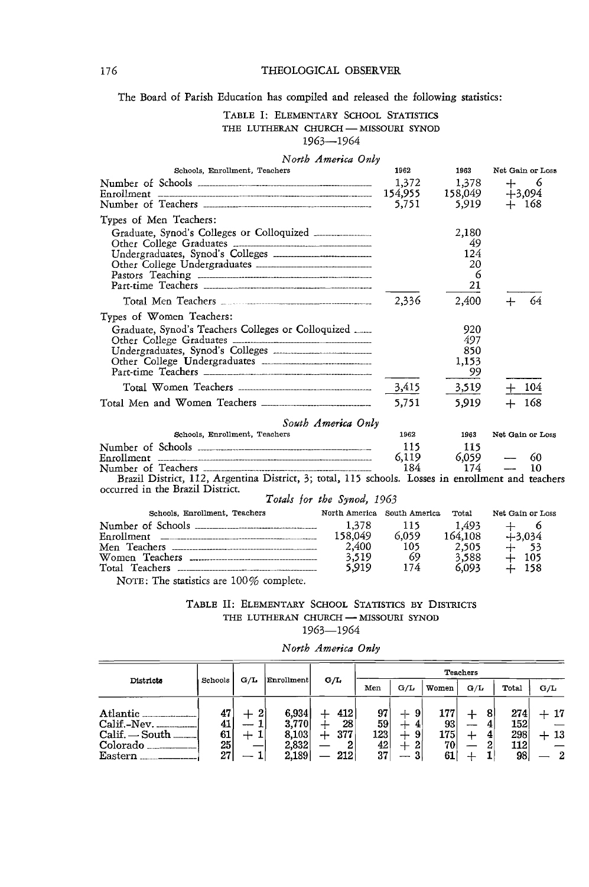The Board of Parish Education has compiled and released the following statistics:

### TABLE I: ELEMENTARY SCHOOL STATISTICS
### THE LUTHERAN CHURCH — MISSOURI SYNOD
### 1963—1964

*North America Only*

| Schools, Enrollment, Teachers | 1962 | 1963 | Net Gain or Loss |
|---|---|---|---|
| Number of Schools | 1,372 | 1,378 | + 6 |
| Enrollment | 154,955 | 158,049 | +3,094 |
| Number of Teachers | 5,751 | 5,919 | + 168 |
| Types of Men Teachers: | | | |
| Graduate, Synod's Colleges or Colloquized | | 2,180 | |
| Other College Graduates | | 49 | |
| Undergraduates, Synod's Colleges | | 124 | |
| Other College Undergraduates | | 20 | |
| Pastors Teaching | | 6 | |
| Part-time Teachers | | 21 | |
| Total Men Teachers | 2,336 | 2,400 | + 64 |
| Types of Women Teachers: | | | |
| Graduate, Synod's Teachers Colleges or Colloquized | | 920 | |
| Other College Graduates | | 497 | |
| Undergraduates, Synod's Colleges | | 850 | |
| Other College Undergraduates | | 1,153 | |
| Part-time Teachers | | 99 | |
| Total Women Teachers | 3,415 | 3,519 | + 104 |
| Total Men and Women Teachers | 5,751 | 5,919 | + 168 |

*South America Only*

| Schools, Enrollment, Teachers | 1962 | 1963 | Net Gain or Loss |
|---|---|---|---|
| Number of Schools | 115 | 115 | |
| Enrollment | 6,119 | 6,059 | — 60 |
| Number of Teachers | 184 | 174 | — 10 |

Brazil District, 112, Argentina District, 3; total, 115 schools. Losses in enrollment and teachers occurred in the Brazil District.

*Totals for the Synod, 1963*

| Schools, Enrollment, Teachers | North America | South America | Total | Net Gain or Loss |
|---|---|---|---|---|
| Number of Schools | 1,378 | 115 | 1,493 | + 6 |
| Enrollment | 158,049 | 6,059 | 164,108 | +3,034 |
| Men Teachers | 2,400 | 105 | 2,505 | + 53 |
| Women Teachers | 3,519 | 69 | 3,588 | + 105 |
| Total Teachers | 5,919 | 174 | 6,093 | + 158 |

NOTE: The statistics are 100% complete.

### TABLE II: ELEMENTARY SCHOOL STATISTICS BY DISTRICTS
### THE LUTHERAN CHURCH — MISSOURI SYNOD
### 1963—1964

*North America Only*

| Districts | Schools | G/L | Enrollment | G/L | Teachers | | | | | |
|---|---|---|---|---|---|---|---|---|---|---|
| | | | | | Men | G/L | Women | G/L | Total | G/L |
| Atlantic | 47 | + 2 | 6,934 | + 412 | 97 | + 9 | 177 | + 8 | 274 | + 17 |
| Calif.-Nev. | 41 | — 1 | 3,770 | + 28 | 59 | + 4 | 93 | — 4 | 152 | — |
| Calif. — South | 61 | + 1 | 8,103 | + 377 | 123 | + 9 | 175 | + 4 | 298 | + 13 |
| Colorado | 25 | — | 2,832 | — 2 | 42 | + 2 | 70 | — 2 | 112 | — |
| Eastern | 27 | — 1 | 2,189 | — 212 | 37 | — 3 | 61 | + 1 | 98 | — 2 |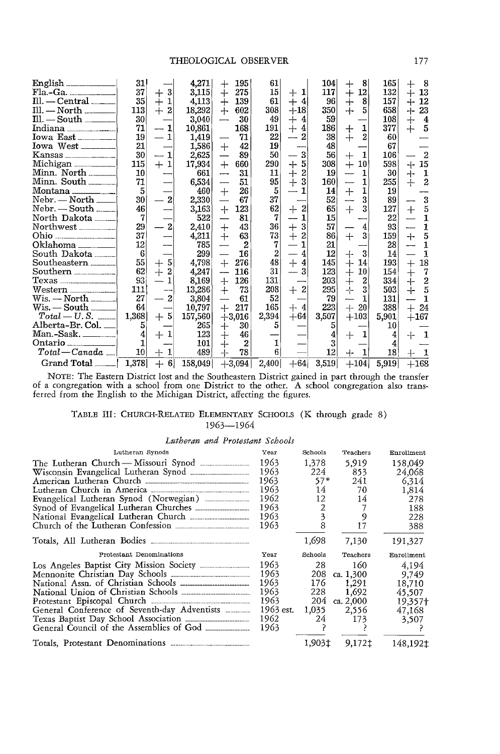| | | | | | | | | | | |
|---|---|---|---|---|---|---|---|---|---|---|
| English | 31 | — | 4,271 | + 195 | 61 | | 104 | + 8 | 165 | + 8 |
| Fla.-Ga. | 37 | + 3 | 3,115 | + 275 | 15 | + 1 | 117 | + 12 | 132 | + 13 |
| Ill. — Central | 35 | + 1 | 4,113 | + 139 | 61 | + 4 | 96 | + 8 | 157 | + 12 |
| Ill. — North | 113 | + 2 | 18,292 | + 602 | 308 | +18 | 350 | + 5 | 658 | + 23 |
| Ill. — South | 30 | — | 3,040 | — 30 | 49 | + 4 | 59 | — | 108 | + 4 |
| Indiana | 71 | — 1 | 10,861 | 168 | 191 | + 4 | 186 | + 1 | 377 | + 5 |
| Iowa East | 19 | — 1 | 1,419 | — 71 | 22 | — 2 | 38 | + 2 | 60 | — |
| Iowa West | 21 | — | 1,586 | + 42 | 19 | — | 48 | — | 67 | — |
| Kansas | 30 | — 1 | 2,625 | — 89 | 50 | — 3 | 56 | + 1 | 106 | — 2 |
| Michigan | 115 | + 1 | 17,934 | + 660 | 290 | + 5 | 308 | + 10 | 598 | + 15 |
| Minn. North | 10 | — | 661 | — 31 | 11 | + 2 | 19 | — 1 | 30 | + 1 |
| Minn. South | 71 | — | 6,534 | — 51 | 95 | + 3 | 160 | — 1 | 255 | + 2 |
| Montana | 5 | — | 460 | + 26 | 5 | — 1 | 14 | + 1 | 19 | — |
| Nebr. — North | 30 | — 2 | 2,330 | — 67 | 37 | — | 52 | — 3 | 89 | — 3 |
| Nebr. — South | 46 | — | 3,163 | + 123 | 62 | + 2 | 65 | + 3 | 127 | + 5 |
| North Dakota | 7 | — | 522 | — 81 | 7 | — 1 | 15 | — | 22 | — 1 |
| Northwest | 29 | — 2 | 2,410 | + 43 | 36 | + 3 | 57 | — 4 | 93 | — 1 |
| Ohio | 37 | — | 4,211 | + 63 | 73 | + 2 | 86 | + 3 | 159 | + 5 |
| Oklahoma | 12 | — | 785 | — 2 | 7 | — 1 | 21 | — | 28 | — 1 |
| South Dakota | 6 | — | 299 | — 16 | 2 | — 4 | 12 | + 3 | 14 | — 1 |
| Southeastern | 55 | + 5 | 4,798 | + 276 | 48 | + 4 | 145 | + 14 | 193 | + 18 |
| Southern | 62 | + 2 | 4,247 | — 116 | 31 | — 3 | 123 | + 10 | 154 | + 7 |
| Texas | 93 | — 1 | 8,169 | + 126 | 131 | — | 203 | + 2 | 334 | + 2 |
| Western | 111 | — | 13,286 | + 73 | 208 | + 2 | 295 | + 3 | 503 | + 5 |
| Wis. — North | 27 | — 2 | 3,804 | — 61 | 52 | — | 79 | — 1 | 131 | — 1 |
| Wis. — South | 64 | — | 10,797 | + 217 | 165 | + 4 | 223 | + 20 | 388 | + 24 |
| *Total — U. S.* | 1,368 | + 5 | 157,560 | +3,016 | 2,394 | +64 | 3,507 | +103 | 5,901 | +167 |
| Alberta-Br. Col. | 5 | — | 265 | + 30 | 5 | — | 5 | — | 10 | — |
| Man.-Sask. | 4 | + 1 | 123 | + 46 | — | — | 4 | + 1 | 4 | + 1 |
| Ontario | 1 | — | 101 | + 2 | 1 | — | 3 | — | 4 | — |
| *Total — Canada* | 10 | + 1 | 489 | + 78 | 6 | — | 12 | + 1 | 18 | + 1 |
| Grand Total | 1,378 | + 6 | 158,049 | +3,094 | 2,400 | +64 | 3,519 | +104 | 5,919 | +168 |

NOTE: The Eastern District lost and the Southeastern District gained in part through the transfer of a congregation with a school from one District to the other. A school congregation also transferred from the English to the Michigan District, affecting the figures.

TABLE III: CHURCH-RELATED ELEMENTARY SCHOOLS (K through grade 8) 1963—1964

*Lutheran and Protestant Schools*

| Lutheran Synods | Year | Schools | Teachers | Enrollment |
|---|---|---|---|---|
| The Lutheran Church — Missouri Synod | 1963 | 1,378 | 5,919 | 158,049 |
| Wisconsin Evangelical Lutheran Synod | 1963 | 224 | 853 | 24,068 |
| American Lutheran Church | 1963 | 57* | 241 | 6,314 |
| Lutheran Church in America | 1963 | 14 | 70 | 1,814 |
| Evangelical Lutheran Synod (Norwegian) | 1962 | 12 | 14 | 278 |
| Synod of Evangelical Lutheran Churches | 1963 | 2 | 7 | 188 |
| National Evangelical Lutheran Church | 1963 | 3 | 9 | 228 |
| Church of the Lutheran Confession | 1963 | 8 | 17 | 388 |
| Totals, All Lutheran Bodies | | 1,698 | 7,130 | 191,327 |

| Protestant Denominations | Year | Schools | Teachers | Enrollment |
|---|---|---|---|---|
| Los Angeles Baptist City Mission Society | 1963 | 28 | 160 | 4,194 |
| Mennonite Christian Day Schools | 1963 | 208 | ca. 1,300 | 9,749 |
| National Assn. of Christian Schools | 1963 | 176 | 1,291 | 18,710 |
| National Union of Christian Schools | 1963 | 228 | 1,692 | 45,507 |
| Protestant Episcopal Church | 1963 | 204 | ca. 2,000 | 19,357† |
| General Conference of Seventh-day Adventists | 1963 est. | 1,035 | 2,556 | 47,168 |
| Texas Baptist Day School Association | 1962 | 24 | 173 | 3,507 |
| General Council of the Assemblies of God | 1963 | ? | ? | ? |
| Totals, Protestant Denominations | | 1,903‡ | 9,172‡ | 148,192‡ |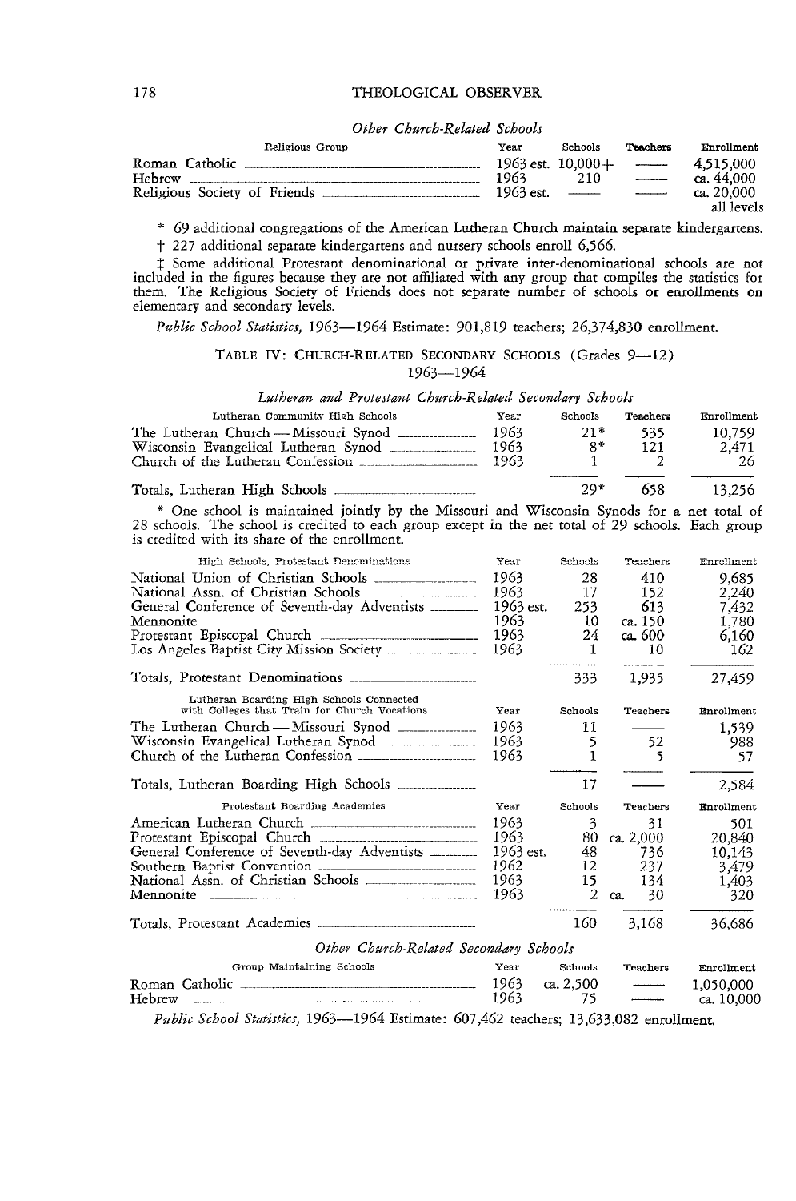*Other Church-Related Schools*

| Religious Group | Year | Schools | Teachers | Enrollment |
|---|---|---|---|---|
| Roman Catholic | 1963 est. | 10,000+ | —— | 4,515,000 |
| Hebrew | 1963 | 210 | —— | ca. 44,000 |
| Religious Society of Friends | 1963 est. | —— | —— | ca. 20,000 all levels |

\* 69 additional congregations of the American Lutheran Church maintain separate kindergartens.

† 227 additional separate kindergartens and nursery schools enroll 6,566.

‡ Some additional Protestant denominational or private inter-denominational schools are not included in the figures because they are not affiliated with any group that compiles the statistics for them. The Religious Society of Friends does not separate number of schools or enrollments on elementary and secondary levels.

*Public School Statistics,* 1963—1964 Estimate: 901,819 teachers; 26,374,830 enrollment.

## TABLE IV: CHURCH-RELATED SECONDARY SCHOOLS (Grades 9—12) 1963—1964

*Lutheran and Protestant Church-Related Secondary Schools*

| Lutheran Community High Schools | Year | Schools | Teachers | Enrollment |
|---|---|---|---|---|
| The Lutheran Church — Missouri Synod | 1963 | 21* | 535 | 10,759 |
| Wisconsin Evangelical Lutheran Synod | 1963 | 8* | 121 | 2,471 |
| Church of the Lutheran Confession | 1963 | 1 | 2 | 26 |
| Totals, Lutheran High Schools | | 29* | 658 | 13,256 |

\* One school is maintained jointly by the Missouri and Wisconsin Synods for a net total of 28 schools. The school is credited to each group except in the net total of 29 schools. Each group is credited with its share of the enrollment.

| High Schools, Protestant Denominations | Year | Schools | Teachers | Enrollment |
|---|---|---|---|---|
| National Union of Christian Schools | 1963 | 28 | 410 | 9,685 |
| National Assn. of Christian Schools | 1963 | 17 | 152 | 2,240 |
| General Conference of Seventh-day Adventists | 1963 est. | 253 | 613 | 7,432 |
| Mennonite | 1963 | 10 | ca. 150 | 1,780 |
| Protestant Episcopal Church | 1963 | 24 | ca. 600 | 6,160 |
| Los Angeles Baptist City Mission Society | 1963 | 1 | 10 | 162 |
| Totals, Protestant Denominations | | 333 | 1,935 | 27,459 |

| Lutheran Boarding High Schools Connected with Colleges that Train for Church Vocations | Year | Schools | Teachers | Enrollment |
|---|---|---|---|---|
| The Lutheran Church — Missouri Synod | 1963 | 11 | —— | 1,539 |
| Wisconsin Evangelical Lutheran Synod | 1963 | 5 | 52 | 988 |
| Church of the Lutheran Confession | 1963 | 1 | 5 | 57 |
| Totals, Lutheran Boarding High Schools | | 17 | —— | 2,584 |

| Protestant Boarding Academies | Year | Schools | Teachers | Enrollment |
|---|---|---|---|---|
| American Lutheran Church | 1963 | 3 | 31 | 501 |
| Protestant Episcopal Church | 1963 | 80 | ca. 2,000 | 20,840 |
| General Conference of Seventh-day Adventists | 1963 est. | 48 | 736 | 10,143 |
| Southern Baptist Convention | 1962 | 12 | 237 | 3,479 |
| National Assn. of Christian Schools | 1963 | 15 | 134 | 1,403 |
| Mennonite | 1963 | 2 | ca. 30 | 320 |
| Totals, Protestant Academies | | 160 | 3,168 | 36,686 |

*Other Church-Related Secondary Schools*

| Group Maintaining Schools | Year | Schools | Teachers | Enrollment |
|---|---|---|---|---|
| Roman Catholic | 1963 | ca. 2,500 | —— | 1,050,000 |
| Hebrew | 1963 | 75 | —— | ca. 10,000 |

*Public School Statistics,* 1963—1964 Estimate: 607,462 teachers; 13,633,082 enrollment.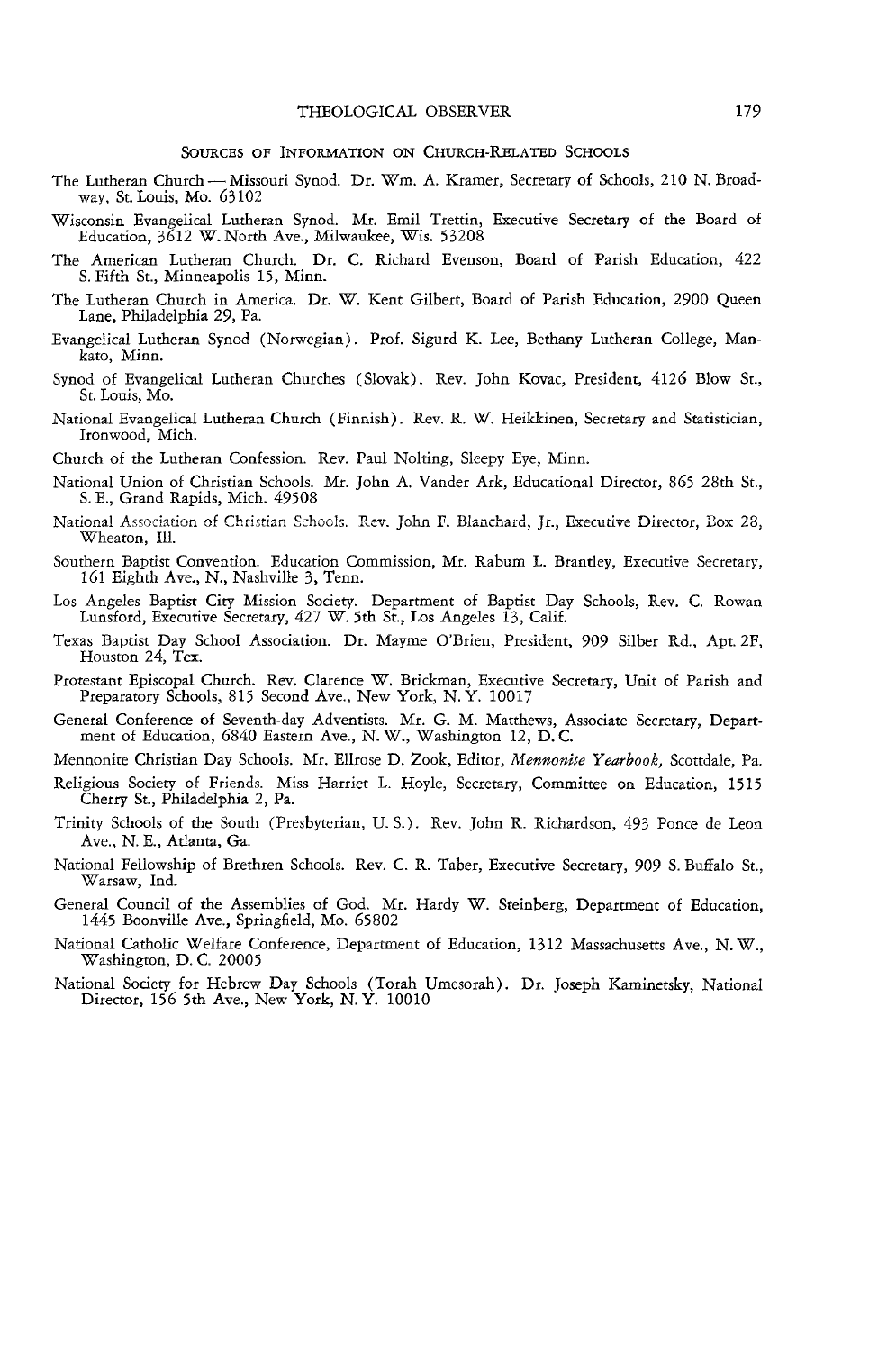## Sources of Information on Church-Related Schools

The Lutheran Church — Missouri Synod. Dr. Wm. A. Kramer, Secretary of Schools, 210 N. Broadway, St. Louis, Mo. 63102

Wisconsin Evangelical Lutheran Synod. Mr. Emil Trettin, Executive Secretary of the Board of Education, 3612 W. North Ave., Milwaukee, Wis. 53208

The American Lutheran Church. Dr. C. Richard Evenson, Board of Parish Education, 422 S. Fifth St., Minneapolis 15, Minn.

The Lutheran Church in America. Dr. W. Kent Gilbert, Board of Parish Education, 2900 Queen Lane, Philadelphia 29, Pa.

Evangelical Lutheran Synod (Norwegian). Prof. Sigurd K. Lee, Bethany Lutheran College, Mankato, Minn.

Synod of Evangelical Lutheran Churches (Slovak). Rev. John Kovac, President, 4126 Blow St., St. Louis, Mo.

National Evangelical Lutheran Church (Finnish). Rev. R. W. Heikkinen, Secretary and Statistician, Ironwood, Mich.

Church of the Lutheran Confession. Rev. Paul Nolting, Sleepy Eye, Minn.

National Union of Christian Schools. Mr. John A. Vander Ark, Educational Director, 865 28th St., S. E., Grand Rapids, Mich. 49508

National Association of Christian Schools. Rev. John F. Blanchard, Jr., Executive Director, Box 28, Wheaton, Ill.

Southern Baptist Convention. Education Commission, Mr. Rabum L. Brantley, Executive Secretary, 161 Eighth Ave., N., Nashville 3, Tenn.

Los Angeles Baptist City Mission Society. Department of Baptist Day Schools, Rev. C. Rowan Lunsford, Executive Secretary, 427 W. 5th St., Los Angeles 13, Calif.

Texas Baptist Day School Association. Dr. Mayme O'Brien, President, 909 Silber Rd., Apt. 2F, Houston 24, Tex.

Protestant Episcopal Church. Rev. Clarence W. Brickman, Executive Secretary, Unit of Parish and Preparatory Schools, 815 Second Ave., New York, N. Y. 10017

General Conference of Seventh-day Adventists. Mr. G. M. Matthews, Associate Secretary, Department of Education, 6840 Eastern Ave., N. W., Washington 12, D. C.

Mennonite Christian Day Schools. Mr. Ellrose D. Zook, Editor, *Mennonite Yearbook*, Scottdale, Pa.

Religious Society of Friends. Miss Harriet L. Hoyle, Secretary, Committee on Education, 1515 Cherry St., Philadelphia 2, Pa.

Trinity Schools of the South (Presbyterian, U. S.). Rev. John R. Richardson, 493 Ponce de Leon Ave., N. E., Atlanta, Ga.

National Fellowship of Brethren Schools. Rev. C. R. Taber, Executive Secretary, 909 S. Buffalo St., Warsaw, Ind.

General Council of the Assemblies of God. Mr. Hardy W. Steinberg, Department of Education, 1445 Boonville Ave., Springfield, Mo. 65802

National Catholic Welfare Conference, Department of Education, 1312 Massachusetts Ave., N. W., Washington, D. C. 20005

National Society for Hebrew Day Schools (Torah Umesorah). Dr. Joseph Kaminetsky, National Director, 156 5th Ave., New York, N. Y. 10010